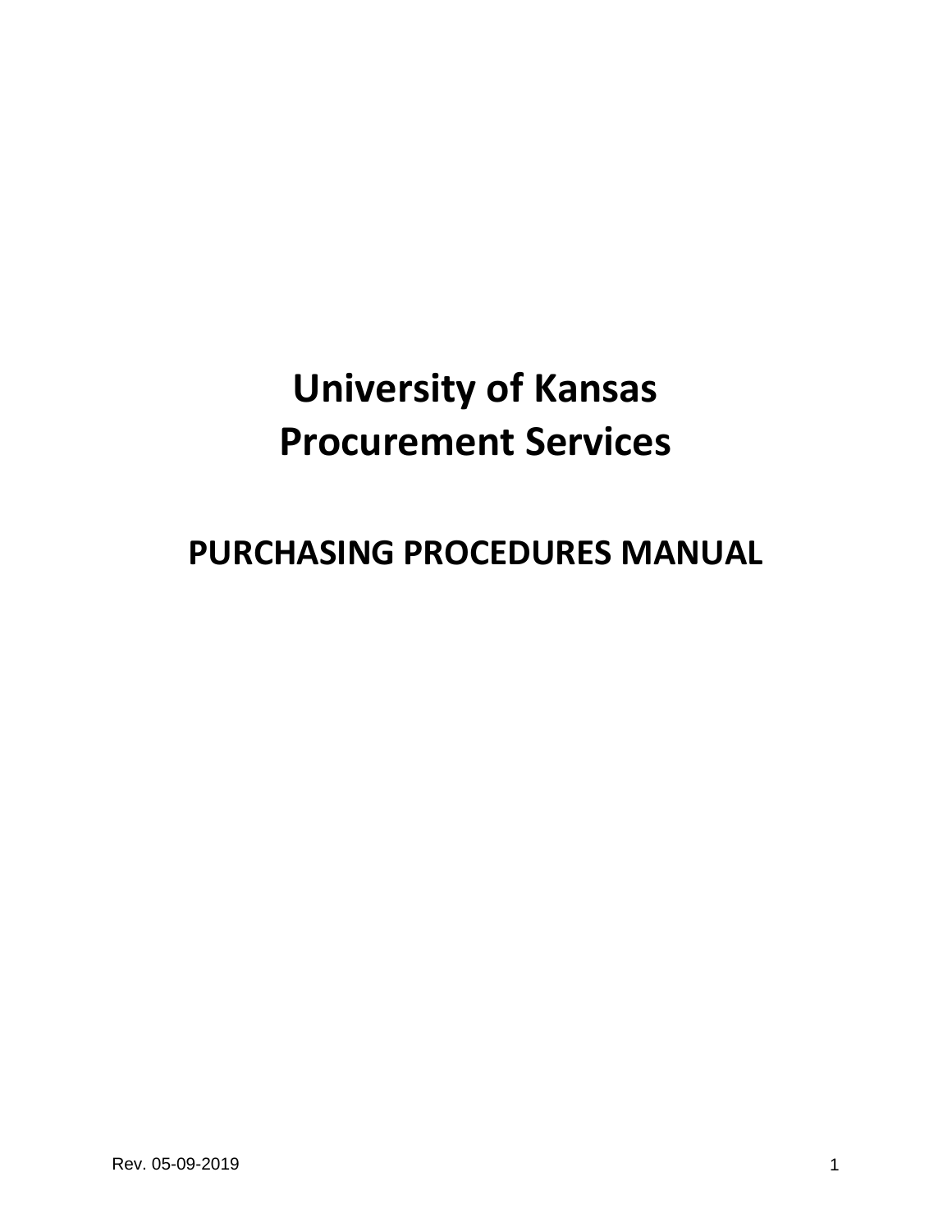# University of Kansas
# Procurement Services

## PURCHASING PROCEDURES MANUAL

Rev. 05-09-2019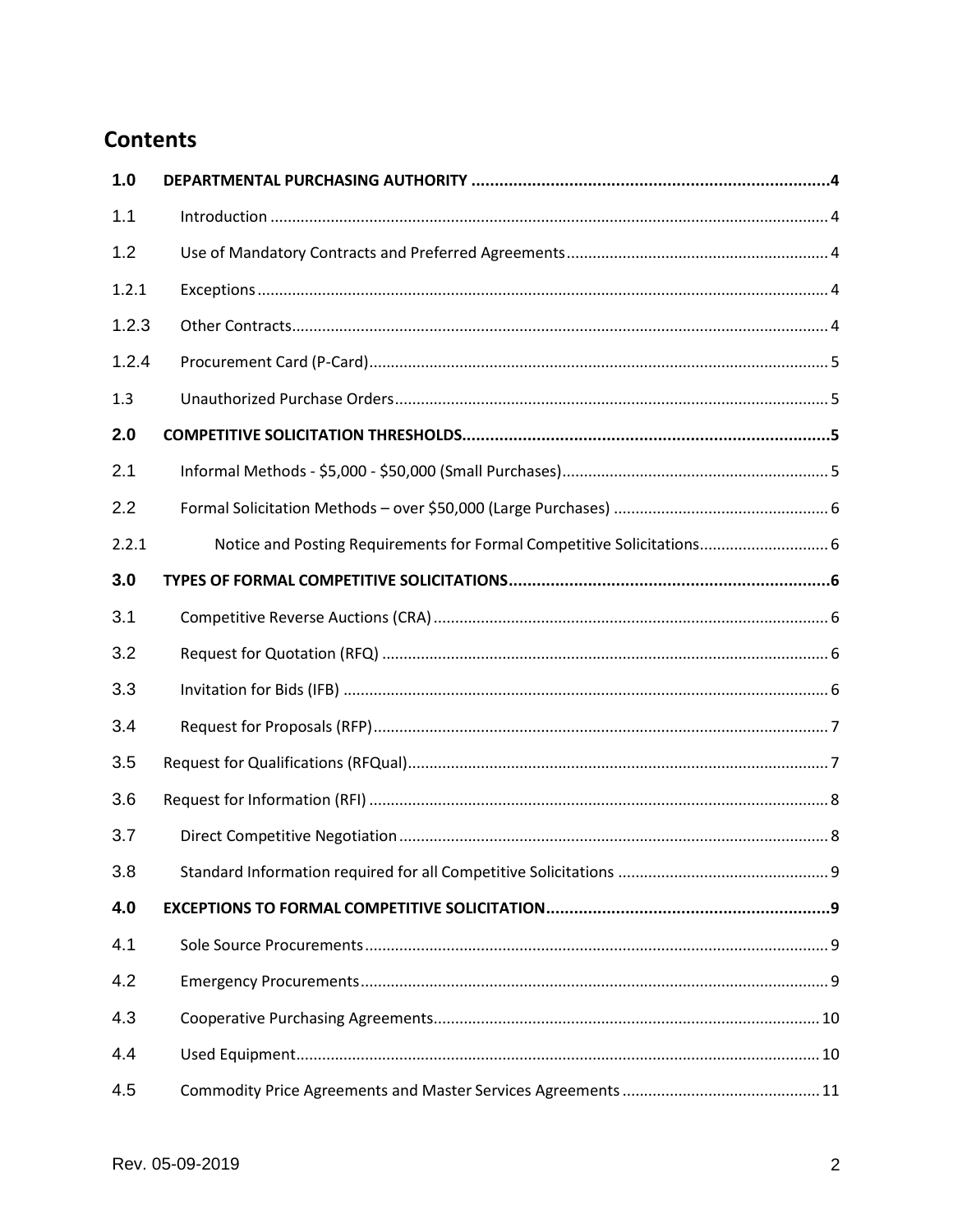## Contents

| | | |
|---|---|---|
| **1.0** | **DEPARTMENTAL PURCHASING AUTHORITY** | **4** |
| 1.1 | Introduction | 4 |
| 1.2 | Use of Mandatory Contracts and Preferred Agreements | 4 |
| 1.2.1 | Exceptions | 4 |
| 1.2.3 | Other Contracts | 4 |
| 1.2.4 | Procurement Card (P-Card) | 5 |
| 1.3 | Unauthorized Purchase Orders | 5 |
| **2.0** | **COMPETITIVE SOLICITATION THRESHOLDS** | **5** |
| 2.1 | Informal Methods - $5,000 - $50,000 (Small Purchases) | 5 |
| 2.2 | Formal Solicitation Methods – over $50,000 (Large Purchases) | 6 |
| 2.2.1 | Notice and Posting Requirements for Formal Competitive Solicitations | 6 |
| **3.0** | **TYPES OF FORMAL COMPETITIVE SOLICITATIONS** | **6** |
| 3.1 | Competitive Reverse Auctions (CRA) | 6 |
| 3.2 | Request for Quotation (RFQ) | 6 |
| 3.3 | Invitation for Bids (IFB) | 6 |
| 3.4 | Request for Proposals (RFP) | 7 |
| 3.5 | Request for Qualifications (RFQual) | 7 |
| 3.6 | Request for Information (RFI) | 8 |
| 3.7 | Direct Competitive Negotiation | 8 |
| 3.8 | Standard Information required for all Competitive Solicitations | 9 |
| **4.0** | **EXCEPTIONS TO FORMAL COMPETITIVE SOLICITATION** | **9** |
| 4.1 | Sole Source Procurements | 9 |
| 4.2 | Emergency Procurements | 9 |
| 4.3 | Cooperative Purchasing Agreements | 10 |
| 4.4 | Used Equipment | 10 |
| 4.5 | Commodity Price Agreements and Master Services Agreements | 11 |

Rev. 05-09-2019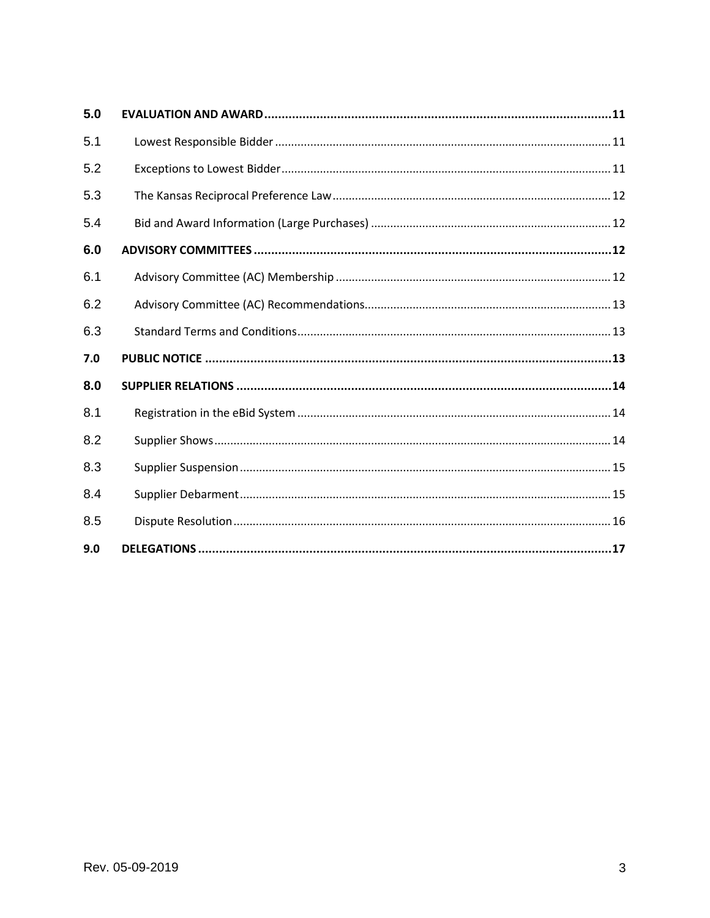| | | |
|---|---|---|
| **5.0** | **EVALUATION AND AWARD** | **11** |
| 5.1 | Lowest Responsible Bidder | 11 |
| 5.2 | Exceptions to Lowest Bidder | 11 |
| 5.3 | The Kansas Reciprocal Preference Law | 12 |
| 5.4 | Bid and Award Information (Large Purchases) | 12 |
| **6.0** | **ADVISORY COMMITTEES** | **12** |
| 6.1 | Advisory Committee (AC) Membership | 12 |
| 6.2 | Advisory Committee (AC) Recommendations | 13 |
| 6.3 | Standard Terms and Conditions | 13 |
| **7.0** | **PUBLIC NOTICE** | **13** |
| **8.0** | **SUPPLIER RELATIONS** | **14** |
| 8.1 | Registration in the eBid System | 14 |
| 8.2 | Supplier Shows | 14 |
| 8.3 | Supplier Suspension | 15 |
| 8.4 | Supplier Debarment | 15 |
| 8.5 | Dispute Resolution | 16 |
| **9.0** | **DELEGATIONS** | **17** |

Rev. 05-09-2019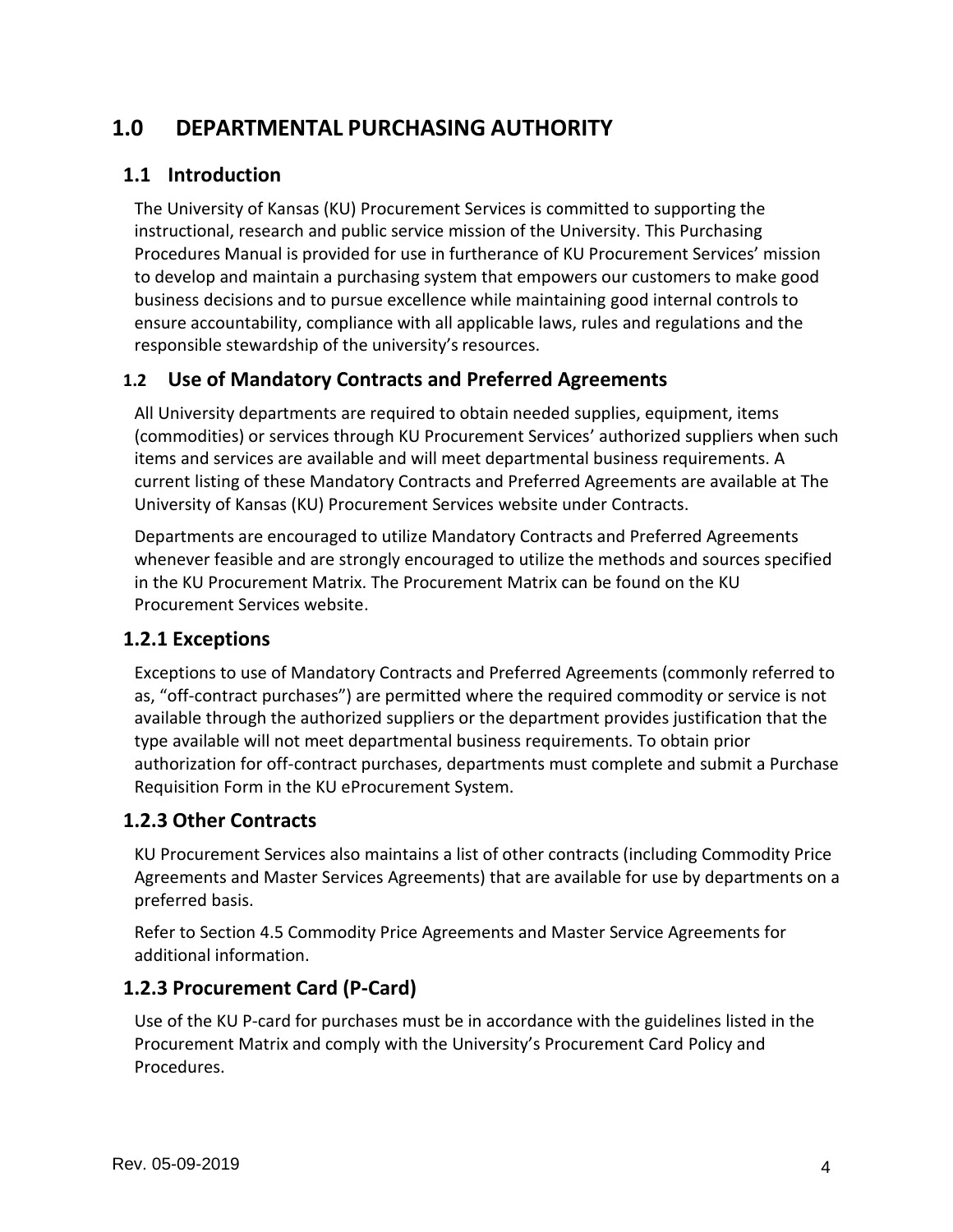# 1.0 DEPARTMENTAL PURCHASING AUTHORITY

## 1.1 Introduction

The University of Kansas (KU) Procurement Services is committed to supporting the instructional, research and public service mission of the University. This Purchasing Procedures Manual is provided for use in furtherance of KU Procurement Services' mission to develop and maintain a purchasing system that empowers our customers to make good business decisions and to pursue excellence while maintaining good internal controls to ensure accountability, compliance with all applicable laws, rules and regulations and the responsible stewardship of the university's resources.

## 1.2 Use of Mandatory Contracts and Preferred Agreements

All University departments are required to obtain needed supplies, equipment, items (commodities) or services through KU Procurement Services' authorized suppliers when such items and services are available and will meet departmental business requirements. A current listing of these Mandatory Contracts and Preferred Agreements are available at The University of Kansas (KU) Procurement Services website under Contracts.

Departments are encouraged to utilize Mandatory Contracts and Preferred Agreements whenever feasible and are strongly encouraged to utilize the methods and sources specified in the KU Procurement Matrix. The Procurement Matrix can be found on the KU Procurement Services website.

## 1.2.1 Exceptions

Exceptions to use of Mandatory Contracts and Preferred Agreements (commonly referred to as, "off-contract purchases") are permitted where the required commodity or service is not available through the authorized suppliers or the department provides justification that the type available will not meet departmental business requirements. To obtain prior authorization for off-contract purchases, departments must complete and submit a Purchase Requisition Form in the KU eProcurement System.

## 1.2.3 Other Contracts

KU Procurement Services also maintains a list of other contracts (including Commodity Price Agreements and Master Services Agreements) that are available for use by departments on a preferred basis.

Refer to Section 4.5 Commodity Price Agreements and Master Service Agreements for additional information.

## 1.2.3 Procurement Card (P-Card)

Use of the KU P-card for purchases must be in accordance with the guidelines listed in the Procurement Matrix and comply with the University's Procurement Card Policy and Procedures.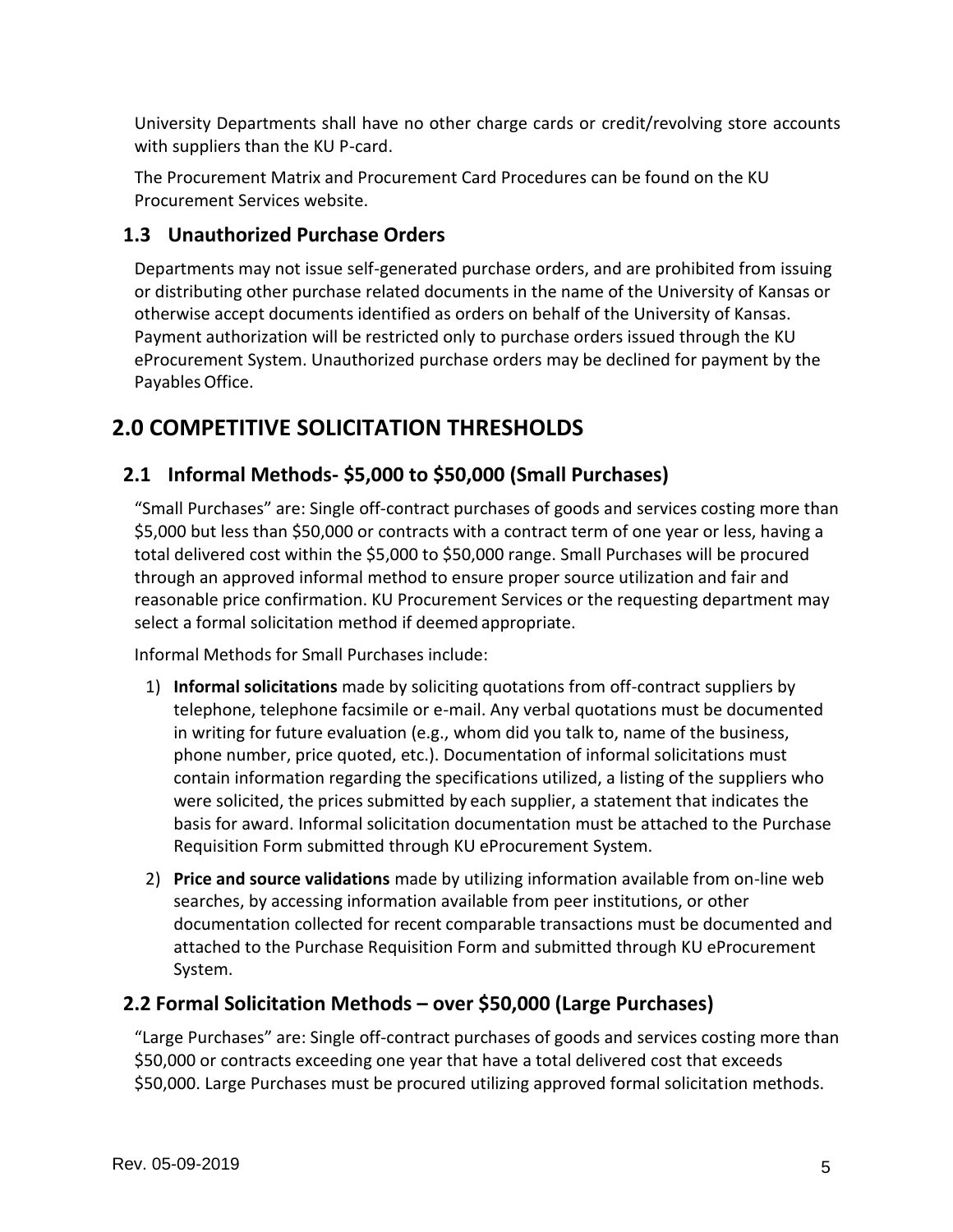University Departments shall have no other charge cards or credit/revolving store accounts with suppliers than the KU P-card.

The Procurement Matrix and Procurement Card Procedures can be found on the KU Procurement Services website.

### 1.3 Unauthorized Purchase Orders

Departments may not issue self-generated purchase orders, and are prohibited from issuing or distributing other purchase related documents in the name of the University of Kansas or otherwise accept documents identified as orders on behalf of the University of Kansas. Payment authorization will be restricted only to purchase orders issued through the KU eProcurement System. Unauthorized purchase orders may be declined for payment by the Payables Office.

## 2.0 COMPETITIVE SOLICITATION THRESHOLDS

### 2.1 Informal Methods- $5,000 to $50,000 (Small Purchases)

"Small Purchases" are: Single off-contract purchases of goods and services costing more than $5,000 but less than $50,000 or contracts with a contract term of one year or less, having a total delivered cost within the $5,000 to $50,000 range. Small Purchases will be procured through an approved informal method to ensure proper source utilization and fair and reasonable price confirmation. KU Procurement Services or the requesting department may select a formal solicitation method if deemed appropriate.

Informal Methods for Small Purchases include:

1) **Informal solicitations** made by soliciting quotations from off-contract suppliers by telephone, telephone facsimile or e-mail. Any verbal quotations must be documented in writing for future evaluation (e.g., whom did you talk to, name of the business, phone number, price quoted, etc.). Documentation of informal solicitations must contain information regarding the specifications utilized, a listing of the suppliers who were solicited, the prices submitted by each supplier, a statement that indicates the basis for award. Informal solicitation documentation must be attached to the Purchase Requisition Form submitted through KU eProcurement System.
2) **Price and source validations** made by utilizing information available from on-line web searches, by accessing information available from peer institutions, or other documentation collected for recent comparable transactions must be documented and attached to the Purchase Requisition Form and submitted through KU eProcurement System.

### 2.2 Formal Solicitation Methods – over $50,000 (Large Purchases)

"Large Purchases" are: Single off-contract purchases of goods and services costing more than $50,000 or contracts exceeding one year that have a total delivered cost that exceeds $50,000. Large Purchases must be procured utilizing approved formal solicitation methods.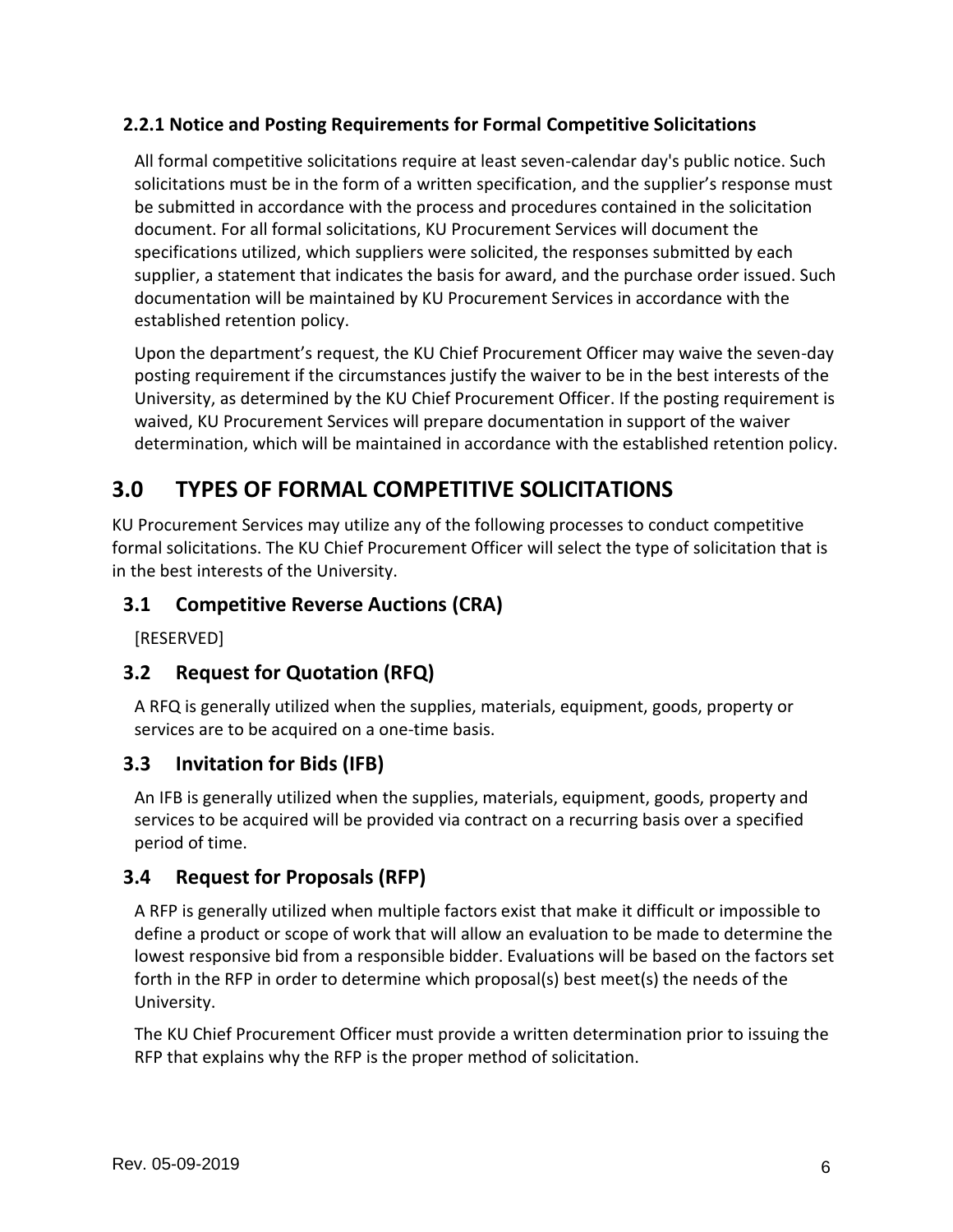### 2.2.1 Notice and Posting Requirements for Formal Competitive Solicitations

All formal competitive solicitations require at least seven-calendar day's public notice. Such solicitations must be in the form of a written specification, and the supplier's response must be submitted in accordance with the process and procedures contained in the solicitation document. For all formal solicitations, KU Procurement Services will document the specifications utilized, which suppliers were solicited, the responses submitted by each supplier, a statement that indicates the basis for award, and the purchase order issued. Such documentation will be maintained by KU Procurement Services in accordance with the established retention policy.

Upon the department's request, the KU Chief Procurement Officer may waive the seven-day posting requirement if the circumstances justify the waiver to be in the best interests of the University, as determined by the KU Chief Procurement Officer. If the posting requirement is waived, KU Procurement Services will prepare documentation in support of the waiver determination, which will be maintained in accordance with the established retention policy.

# 3.0 TYPES OF FORMAL COMPETITIVE SOLICITATIONS

KU Procurement Services may utilize any of the following processes to conduct competitive formal solicitations. The KU Chief Procurement Officer will select the type of solicitation that is in the best interests of the University.

## 3.1 Competitive Reverse Auctions (CRA)

[RESERVED]

## 3.2 Request for Quotation (RFQ)

A RFQ is generally utilized when the supplies, materials, equipment, goods, property or services are to be acquired on a one-time basis.

## 3.3 Invitation for Bids (IFB)

An IFB is generally utilized when the supplies, materials, equipment, goods, property and services to be acquired will be provided via contract on a recurring basis over a specified period of time.

## 3.4 Request for Proposals (RFP)

A RFP is generally utilized when multiple factors exist that make it difficult or impossible to define a product or scope of work that will allow an evaluation to be made to determine the lowest responsive bid from a responsible bidder. Evaluations will be based on the factors set forth in the RFP in order to determine which proposal(s) best meet(s) the needs of the University.

The KU Chief Procurement Officer must provide a written determination prior to issuing the RFP that explains why the RFP is the proper method of solicitation.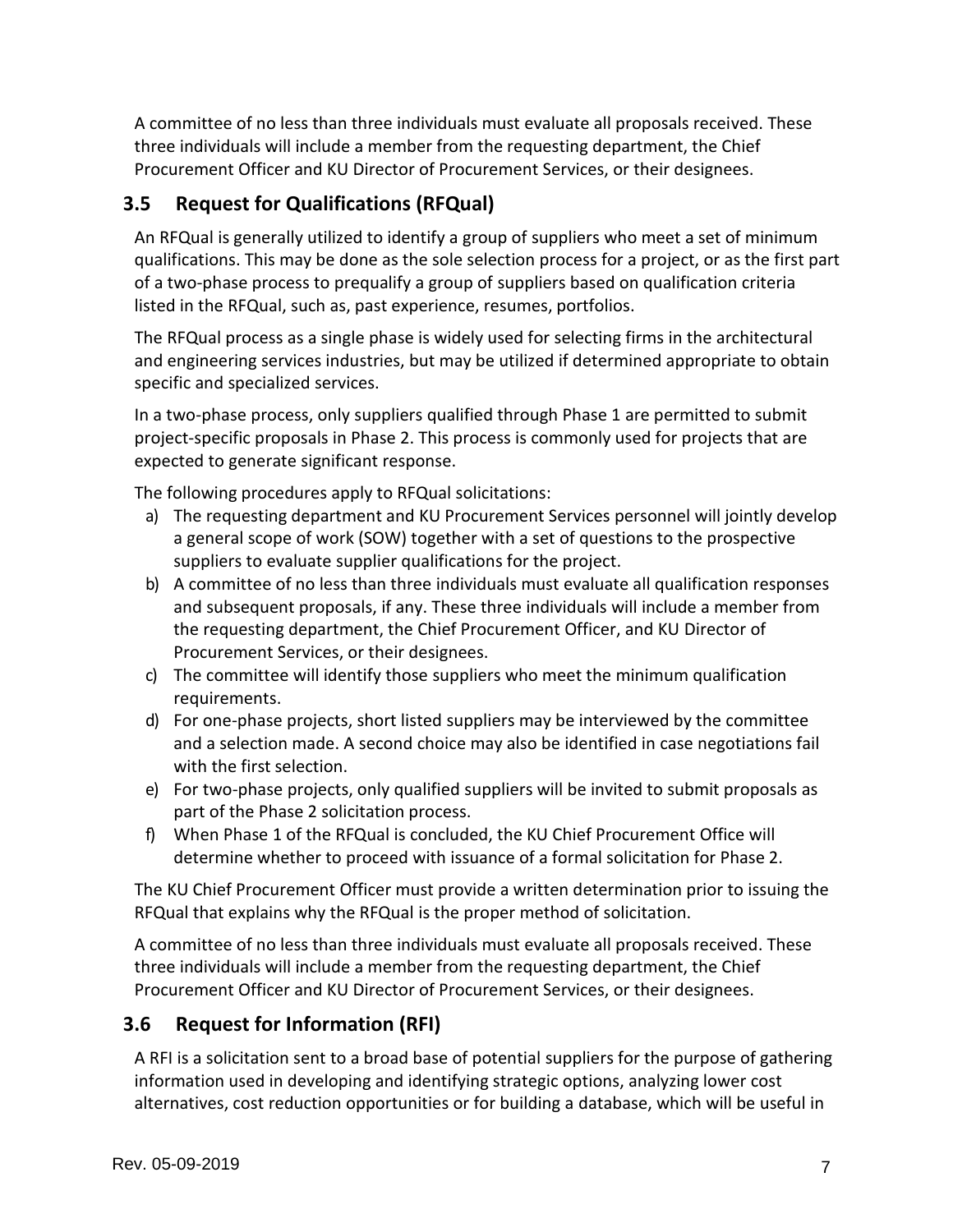A committee of no less than three individuals must evaluate all proposals received. These three individuals will include a member from the requesting department, the Chief Procurement Officer and KU Director of Procurement Services, or their designees.

## 3.5 Request for Qualifications (RFQual)

An RFQual is generally utilized to identify a group of suppliers who meet a set of minimum qualifications. This may be done as the sole selection process for a project, or as the first part of a two-phase process to prequalify a group of suppliers based on qualification criteria listed in the RFQual, such as, past experience, resumes, portfolios.

The RFQual process as a single phase is widely used for selecting firms in the architectural and engineering services industries, but may be utilized if determined appropriate to obtain specific and specialized services.

In a two-phase process, only suppliers qualified through Phase 1 are permitted to submit project-specific proposals in Phase 2. This process is commonly used for projects that are expected to generate significant response.

The following procedures apply to RFQual solicitations:

a) The requesting department and KU Procurement Services personnel will jointly develop a general scope of work (SOW) together with a set of questions to the prospective suppliers to evaluate supplier qualifications for the project.
b) A committee of no less than three individuals must evaluate all qualification responses and subsequent proposals, if any. These three individuals will include a member from the requesting department, the Chief Procurement Officer, and KU Director of Procurement Services, or their designees.
c) The committee will identify those suppliers who meet the minimum qualification requirements.
d) For one-phase projects, short listed suppliers may be interviewed by the committee and a selection made. A second choice may also be identified in case negotiations fail with the first selection.
e) For two-phase projects, only qualified suppliers will be invited to submit proposals as part of the Phase 2 solicitation process.
f) When Phase 1 of the RFQual is concluded, the KU Chief Procurement Office will determine whether to proceed with issuance of a formal solicitation for Phase 2.

The KU Chief Procurement Officer must provide a written determination prior to issuing the RFQual that explains why the RFQual is the proper method of solicitation.

A committee of no less than three individuals must evaluate all proposals received. These three individuals will include a member from the requesting department, the Chief Procurement Officer and KU Director of Procurement Services, or their designees.

## 3.6 Request for Information (RFI)

A RFI is a solicitation sent to a broad base of potential suppliers for the purpose of gathering information used in developing and identifying strategic options, analyzing lower cost alternatives, cost reduction opportunities or for building a database, which will be useful in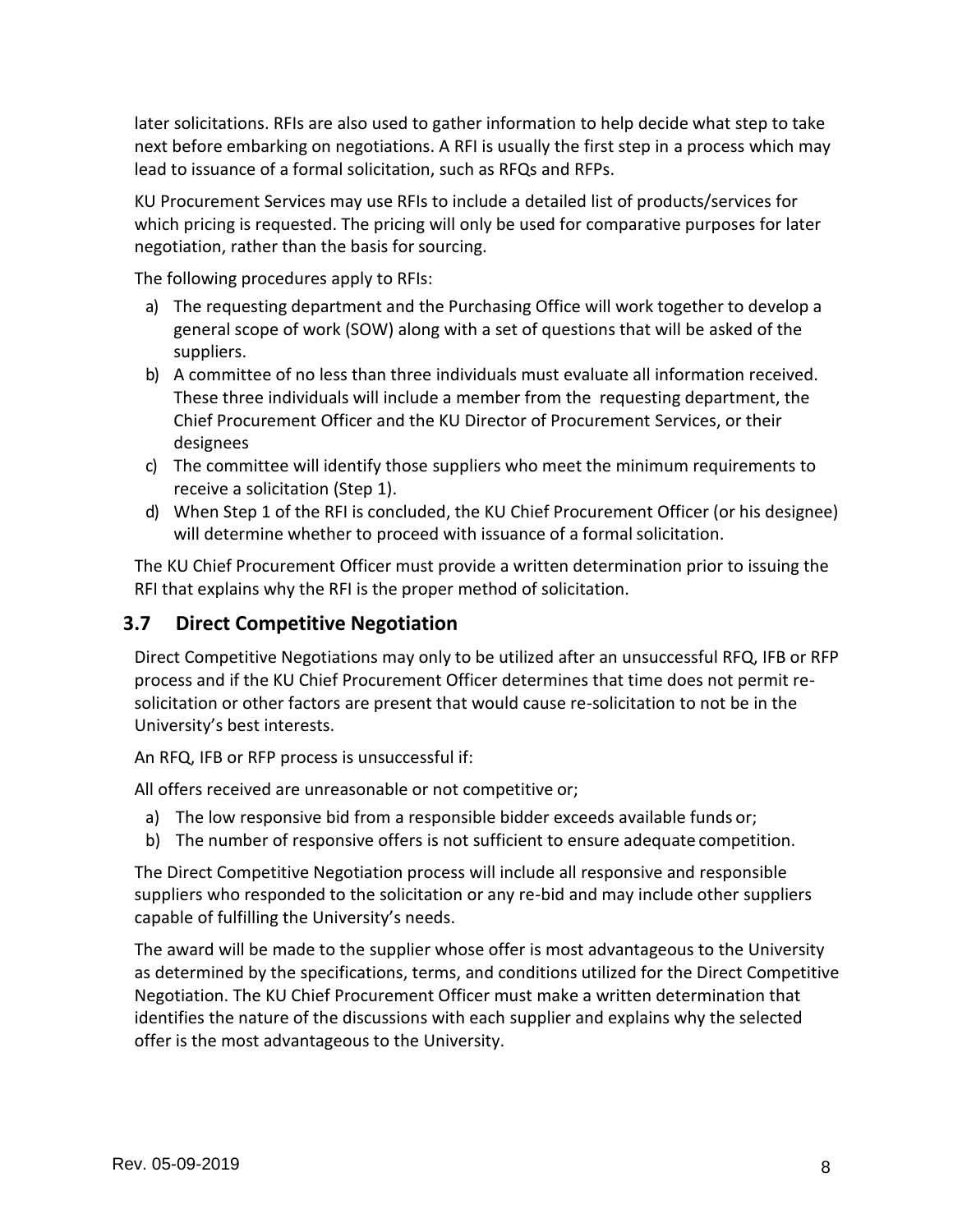later solicitations. RFIs are also used to gather information to help decide what step to take next before embarking on negotiations. A RFI is usually the first step in a process which may lead to issuance of a formal solicitation, such as RFQs and RFPs.

KU Procurement Services may use RFIs to include a detailed list of products/services for which pricing is requested. The pricing will only be used for comparative purposes for later negotiation, rather than the basis for sourcing.

The following procedures apply to RFIs:

a) The requesting department and the Purchasing Office will work together to develop a general scope of work (SOW) along with a set of questions that will be asked of the suppliers.
b) A committee of no less than three individuals must evaluate all information received. These three individuals will include a member from the requesting department, the Chief Procurement Officer and the KU Director of Procurement Services, or their designees
c) The committee will identify those suppliers who meet the minimum requirements to receive a solicitation (Step 1).
d) When Step 1 of the RFI is concluded, the KU Chief Procurement Officer (or his designee) will determine whether to proceed with issuance of a formal solicitation.

The KU Chief Procurement Officer must provide a written determination prior to issuing the RFI that explains why the RFI is the proper method of solicitation.

## 3.7 Direct Competitive Negotiation

Direct Competitive Negotiations may only to be utilized after an unsuccessful RFQ, IFB or RFP process and if the KU Chief Procurement Officer determines that time does not permit re-solicitation or other factors are present that would cause re-solicitation to not be in the University's best interests.

An RFQ, IFB or RFP process is unsuccessful if:

All offers received are unreasonable or not competitive or;

a) The low responsive bid from a responsible bidder exceeds available funds or;
b) The number of responsive offers is not sufficient to ensure adequate competition.

The Direct Competitive Negotiation process will include all responsive and responsible suppliers who responded to the solicitation or any re-bid and may include other suppliers capable of fulfilling the University's needs.

The award will be made to the supplier whose offer is most advantageous to the University as determined by the specifications, terms, and conditions utilized for the Direct Competitive Negotiation. The KU Chief Procurement Officer must make a written determination that identifies the nature of the discussions with each supplier and explains why the selected offer is the most advantageous to the University.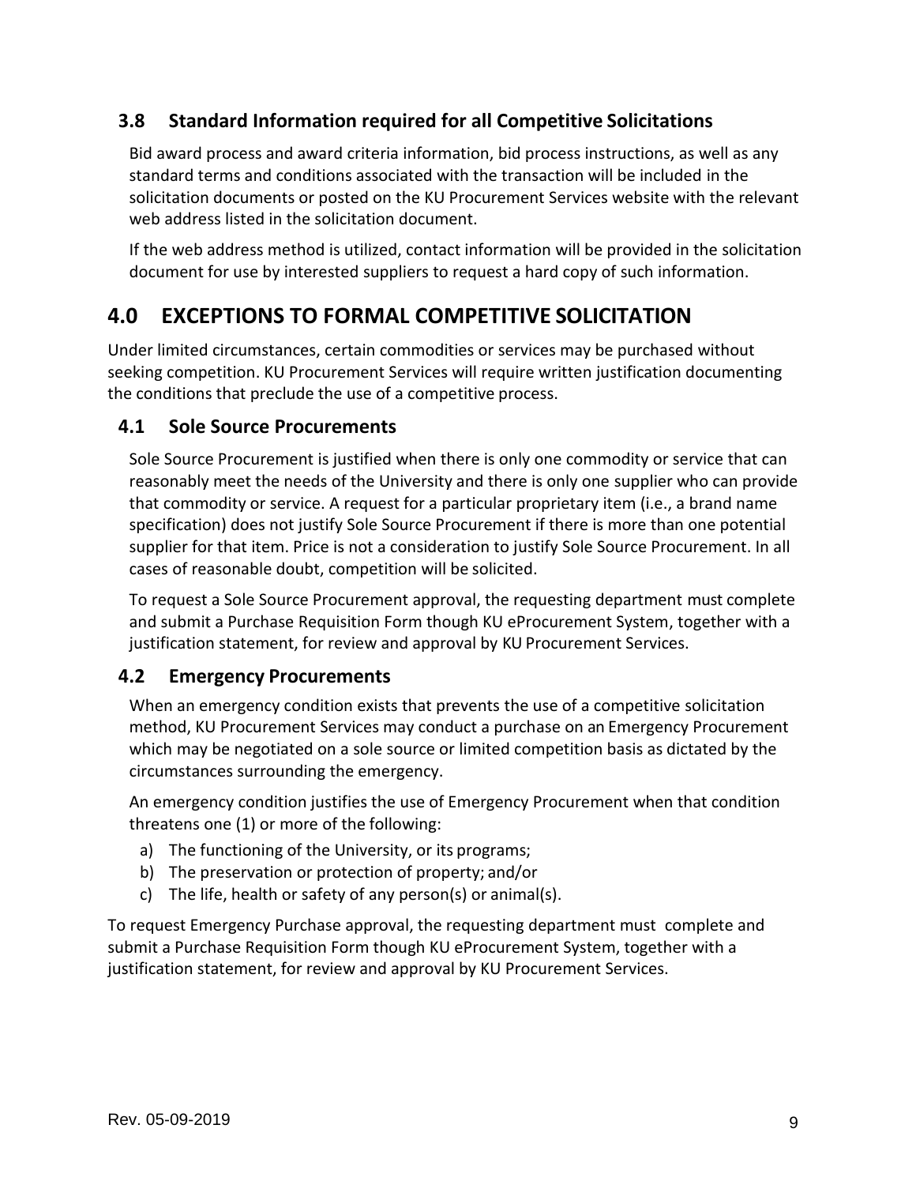### 3.8 Standard Information required for all Competitive Solicitations

Bid award process and award criteria information, bid process instructions, as well as any standard terms and conditions associated with the transaction will be included in the solicitation documents or posted on the KU Procurement Services website with the relevant web address listed in the solicitation document.

If the web address method is utilized, contact information will be provided in the solicitation document for use by interested suppliers to request a hard copy of such information.

## 4.0 EXCEPTIONS TO FORMAL COMPETITIVE SOLICITATION

Under limited circumstances, certain commodities or services may be purchased without seeking competition. KU Procurement Services will require written justification documenting the conditions that preclude the use of a competitive process.

### 4.1 Sole Source Procurements

Sole Source Procurement is justified when there is only one commodity or service that can reasonably meet the needs of the University and there is only one supplier who can provide that commodity or service. A request for a particular proprietary item (i.e., a brand name specification) does not justify Sole Source Procurement if there is more than one potential supplier for that item. Price is not a consideration to justify Sole Source Procurement. In all cases of reasonable doubt, competition will be solicited.

To request a Sole Source Procurement approval, the requesting department must complete and submit a Purchase Requisition Form though KU eProcurement System, together with a justification statement, for review and approval by KU Procurement Services.

### 4.2 Emergency Procurements

When an emergency condition exists that prevents the use of a competitive solicitation method, KU Procurement Services may conduct a purchase on an Emergency Procurement which may be negotiated on a sole source or limited competition basis as dictated by the circumstances surrounding the emergency.

An emergency condition justifies the use of Emergency Procurement when that condition threatens one (1) or more of the following:

a) The functioning of the University, or its programs;
b) The preservation or protection of property; and/or
c) The life, health or safety of any person(s) or animal(s).

To request Emergency Purchase approval, the requesting department must complete and submit a Purchase Requisition Form though KU eProcurement System, together with a justification statement, for review and approval by KU Procurement Services.

Rev. 05-09-2019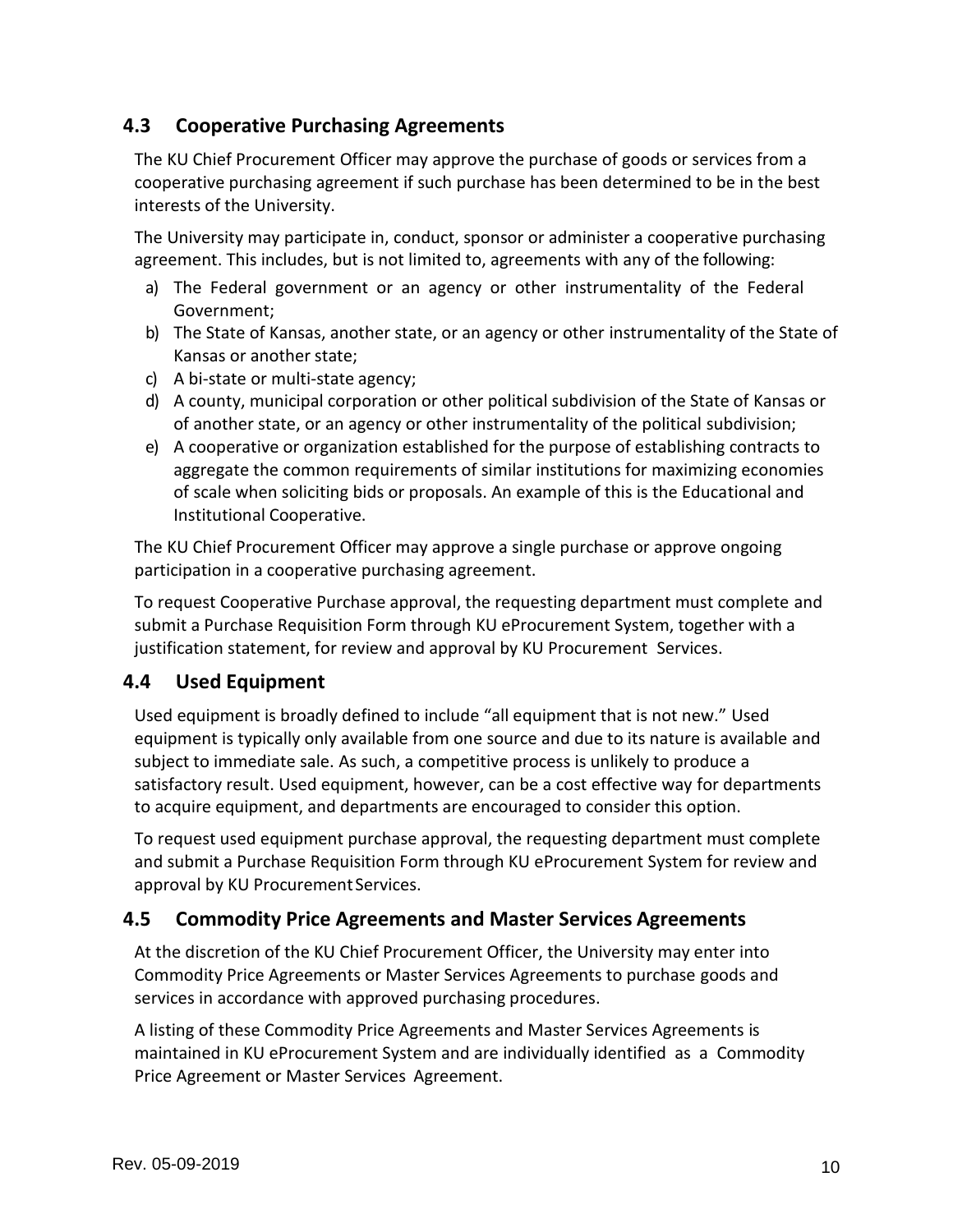## 4.3 Cooperative Purchasing Agreements

The KU Chief Procurement Officer may approve the purchase of goods or services from a cooperative purchasing agreement if such purchase has been determined to be in the best interests of the University.

The University may participate in, conduct, sponsor or administer a cooperative purchasing agreement. This includes, but is not limited to, agreements with any of the following:

a) The Federal government or an agency or other instrumentality of the Federal Government;
b) The State of Kansas, another state, or an agency or other instrumentality of the State of Kansas or another state;
c) A bi-state or multi-state agency;
d) A county, municipal corporation or other political subdivision of the State of Kansas or of another state, or an agency or other instrumentality of the political subdivision;
e) A cooperative or organization established for the purpose of establishing contracts to aggregate the common requirements of similar institutions for maximizing economies of scale when soliciting bids or proposals. An example of this is the Educational and Institutional Cooperative.

The KU Chief Procurement Officer may approve a single purchase or approve ongoing participation in a cooperative purchasing agreement.

To request Cooperative Purchase approval, the requesting department must complete and submit a Purchase Requisition Form through KU eProcurement System, together with a justification statement, for review and approval by KU Procurement Services.

## 4.4 Used Equipment

Used equipment is broadly defined to include "all equipment that is not new." Used equipment is typically only available from one source and due to its nature is available and subject to immediate sale. As such, a competitive process is unlikely to produce a satisfactory result. Used equipment, however, can be a cost effective way for departments to acquire equipment, and departments are encouraged to consider this option.

To request used equipment purchase approval, the requesting department must complete and submit a Purchase Requisition Form through KU eProcurement System for review and approval by KU Procurement Services.

## 4.5 Commodity Price Agreements and Master Services Agreements

At the discretion of the KU Chief Procurement Officer, the University may enter into Commodity Price Agreements or Master Services Agreements to purchase goods and services in accordance with approved purchasing procedures.

A listing of these Commodity Price Agreements and Master Services Agreements is maintained in KU eProcurement System and are individually identified as a Commodity Price Agreement or Master Services Agreement.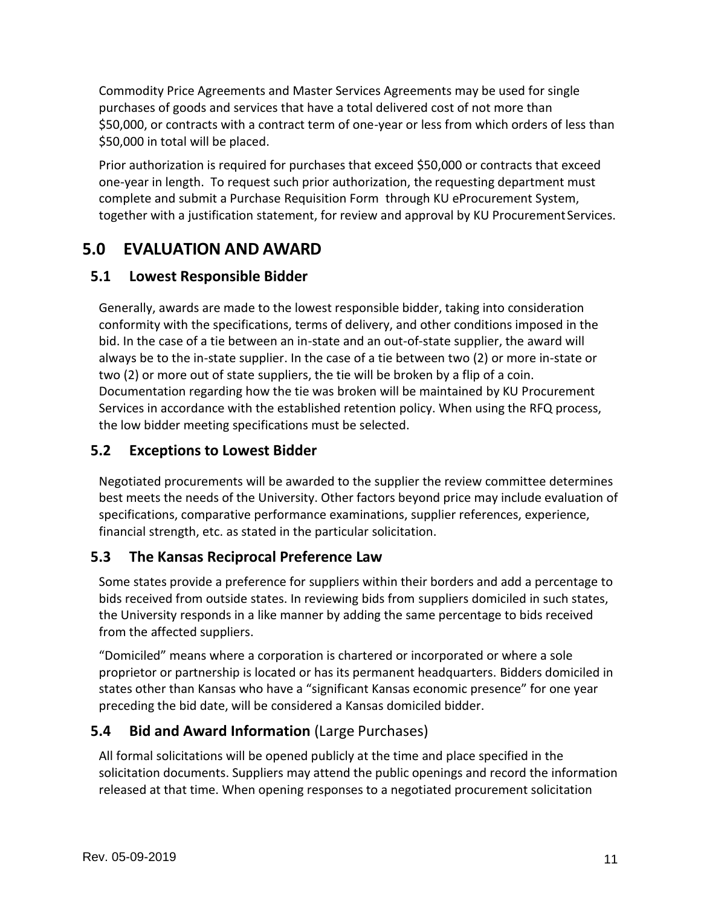Commodity Price Agreements and Master Services Agreements may be used for single purchases of goods and services that have a total delivered cost of not more than $50,000, or contracts with a contract term of one-year or less from which orders of less than $50,000 in total will be placed.

Prior authorization is required for purchases that exceed $50,000 or contracts that exceed one-year in length. To request such prior authorization, the requesting department must complete and submit a Purchase Requisition Form through KU eProcurement System, together with a justification statement, for review and approval by KU Procurement Services.

# 5.0 EVALUATION AND AWARD

## 5.1 Lowest Responsible Bidder

Generally, awards are made to the lowest responsible bidder, taking into consideration conformity with the specifications, terms of delivery, and other conditions imposed in the bid. In the case of a tie between an in-state and an out-of-state supplier, the award will always be to the in-state supplier. In the case of a tie between two (2) or more in-state or two (2) or more out of state suppliers, the tie will be broken by a flip of a coin. Documentation regarding how the tie was broken will be maintained by KU Procurement Services in accordance with the established retention policy. When using the RFQ process, the low bidder meeting specifications must be selected.

## 5.2 Exceptions to Lowest Bidder

Negotiated procurements will be awarded to the supplier the review committee determines best meets the needs of the University. Other factors beyond price may include evaluation of specifications, comparative performance examinations, supplier references, experience, financial strength, etc. as stated in the particular solicitation.

## 5.3 The Kansas Reciprocal Preference Law

Some states provide a preference for suppliers within their borders and add a percentage to bids received from outside states. In reviewing bids from suppliers domiciled in such states, the University responds in a like manner by adding the same percentage to bids received from the affected suppliers.

“Domiciled” means where a corporation is chartered or incorporated or where a sole proprietor or partnership is located or has its permanent headquarters. Bidders domiciled in states other than Kansas who have a “significant Kansas economic presence” for one year preceding the bid date, will be considered a Kansas domiciled bidder.

## 5.4 Bid and Award Information (Large Purchases)

All formal solicitations will be opened publicly at the time and place specified in the solicitation documents. Suppliers may attend the public openings and record the information released at that time. When opening responses to a negotiated procurement solicitation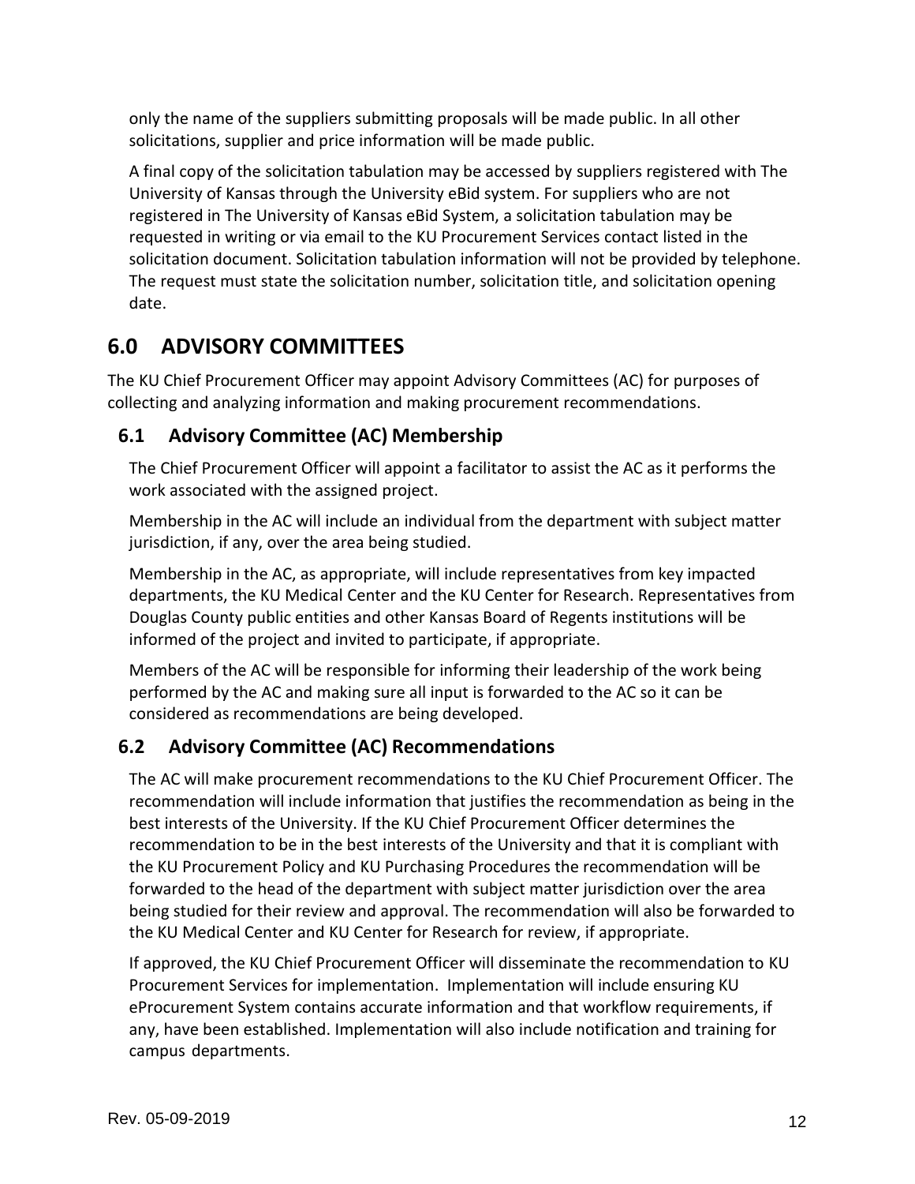only the name of the suppliers submitting proposals will be made public. In all other solicitations, supplier and price information will be made public.

A final copy of the solicitation tabulation may be accessed by suppliers registered with The University of Kansas through the University eBid system. For suppliers who are not registered in The University of Kansas eBid System, a solicitation tabulation may be requested in writing or via email to the KU Procurement Services contact listed in the solicitation document. Solicitation tabulation information will not be provided by telephone. The request must state the solicitation number, solicitation title, and solicitation opening date.

# 6.0 ADVISORY COMMITTEES

The KU Chief Procurement Officer may appoint Advisory Committees (AC) for purposes of collecting and analyzing information and making procurement recommendations.

## 6.1 Advisory Committee (AC) Membership

The Chief Procurement Officer will appoint a facilitator to assist the AC as it performs the work associated with the assigned project.

Membership in the AC will include an individual from the department with subject matter jurisdiction, if any, over the area being studied.

Membership in the AC, as appropriate, will include representatives from key impacted departments, the KU Medical Center and the KU Center for Research. Representatives from Douglas County public entities and other Kansas Board of Regents institutions will be informed of the project and invited to participate, if appropriate.

Members of the AC will be responsible for informing their leadership of the work being performed by the AC and making sure all input is forwarded to the AC so it can be considered as recommendations are being developed.

## 6.2 Advisory Committee (AC) Recommendations

The AC will make procurement recommendations to the KU Chief Procurement Officer. The recommendation will include information that justifies the recommendation as being in the best interests of the University. If the KU Chief Procurement Officer determines the recommendation to be in the best interests of the University and that it is compliant with the KU Procurement Policy and KU Purchasing Procedures the recommendation will be forwarded to the head of the department with subject matter jurisdiction over the area being studied for their review and approval. The recommendation will also be forwarded to the KU Medical Center and KU Center for Research for review, if appropriate.

If approved, the KU Chief Procurement Officer will disseminate the recommendation to KU Procurement Services for implementation. Implementation will include ensuring KU eProcurement System contains accurate information and that workflow requirements, if any, have been established. Implementation will also include notification and training for campus departments.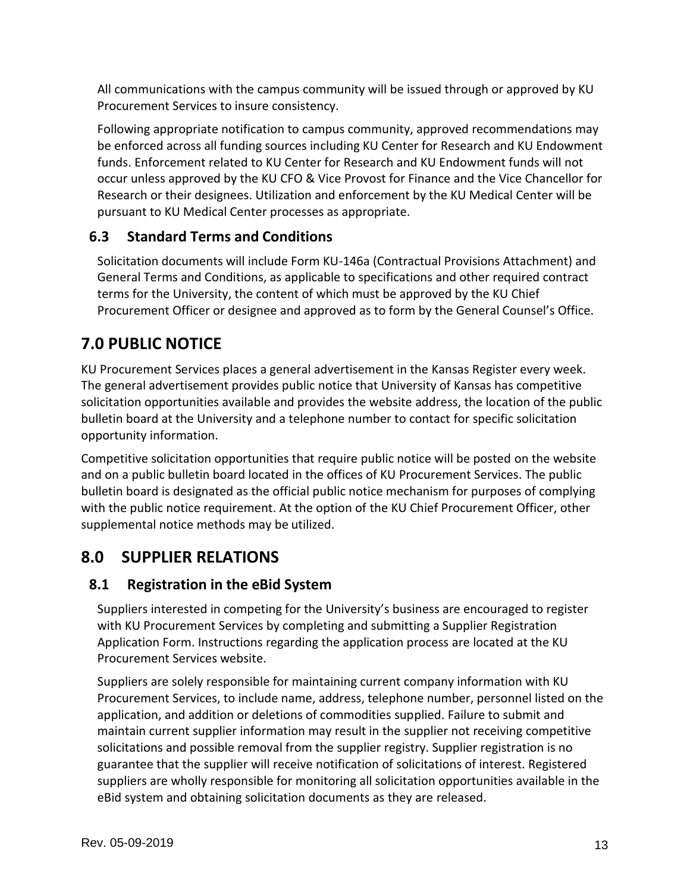All communications with the campus community will be issued through or approved by KU Procurement Services to insure consistency.

Following appropriate notification to campus community, approved recommendations may be enforced across all funding sources including KU Center for Research and KU Endowment funds. Enforcement related to KU Center for Research and KU Endowment funds will not occur unless approved by the KU CFO & Vice Provost for Finance and the Vice Chancellor for Research or their designees. Utilization and enforcement by the KU Medical Center will be pursuant to KU Medical Center processes as appropriate.

### 6.3 Standard Terms and Conditions

Solicitation documents will include Form KU-146a (Contractual Provisions Attachment) and General Terms and Conditions, as applicable to specifications and other required contract terms for the University, the content of which must be approved by the KU Chief Procurement Officer or designee and approved as to form by the General Counsel's Office.

## 7.0 PUBLIC NOTICE

KU Procurement Services places a general advertisement in the Kansas Register every week. The general advertisement provides public notice that University of Kansas has competitive solicitation opportunities available and provides the website address, the location of the public bulletin board at the University and a telephone number to contact for specific solicitation opportunity information.

Competitive solicitation opportunities that require public notice will be posted on the website and on a public bulletin board located in the offices of KU Procurement Services. The public bulletin board is designated as the official public notice mechanism for purposes of complying with the public notice requirement. At the option of the KU Chief Procurement Officer, other supplemental notice methods may be utilized.

## 8.0 SUPPLIER RELATIONS

### 8.1 Registration in the eBid System

Suppliers interested in competing for the University's business are encouraged to register with KU Procurement Services by completing and submitting a Supplier Registration Application Form. Instructions regarding the application process are located at the KU Procurement Services website.

Suppliers are solely responsible for maintaining current company information with KU Procurement Services, to include name, address, telephone number, personnel listed on the application, and addition or deletions of commodities supplied. Failure to submit and maintain current supplier information may result in the supplier not receiving competitive solicitations and possible removal from the supplier registry. Supplier registration is no guarantee that the supplier will receive notification of solicitations of interest. Registered suppliers are wholly responsible for monitoring all solicitation opportunities available in the eBid system and obtaining solicitation documents as they are released.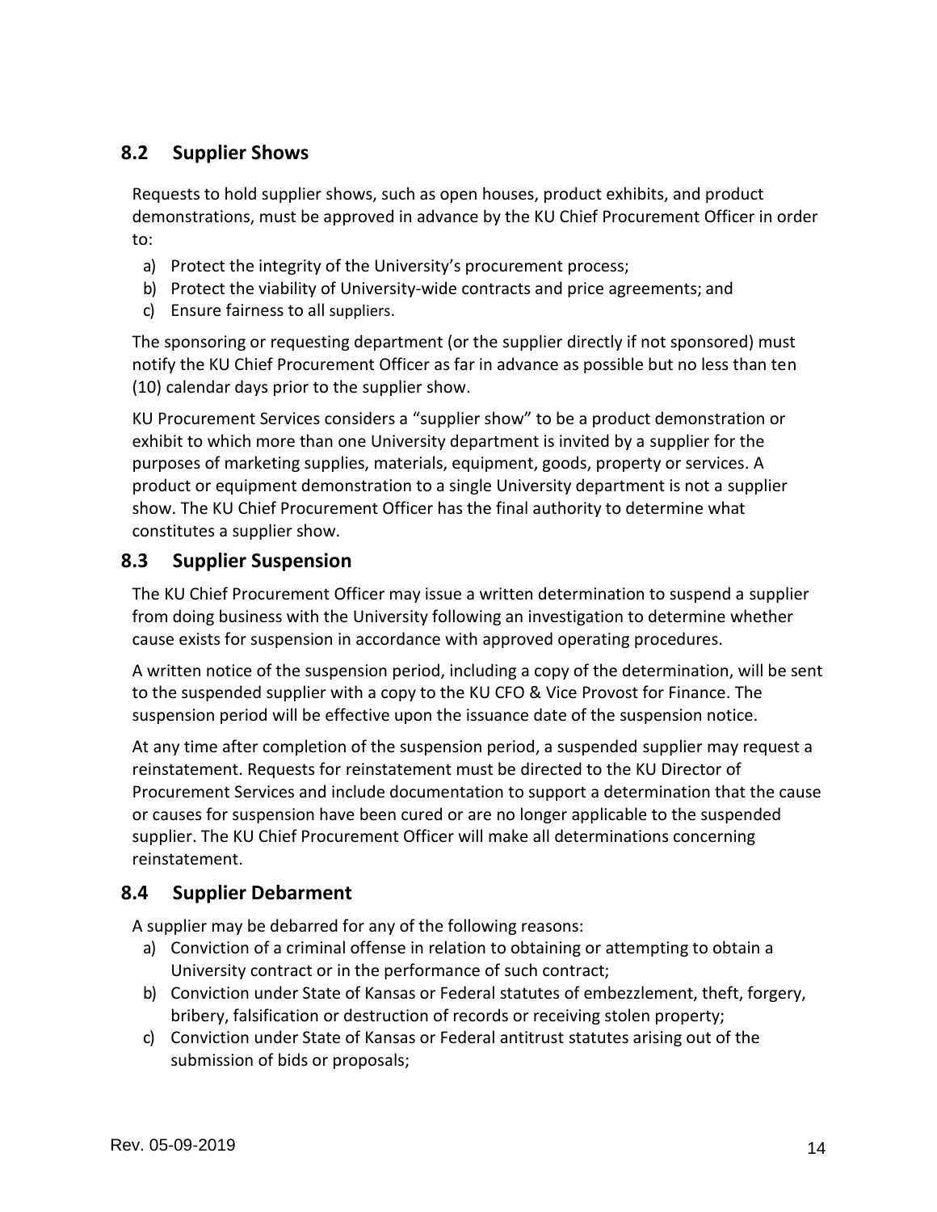## 8.2 Supplier Shows

Requests to hold supplier shows, such as open houses, product exhibits, and product demonstrations, must be approved in advance by the KU Chief Procurement Officer in order to:

a) Protect the integrity of the University's procurement process;
b) Protect the viability of University-wide contracts and price agreements; and
c) Ensure fairness to all suppliers.

The sponsoring or requesting department (or the supplier directly if not sponsored) must notify the KU Chief Procurement Officer as far in advance as possible but no less than ten (10) calendar days prior to the supplier show.

KU Procurement Services considers a "supplier show" to be a product demonstration or exhibit to which more than one University department is invited by a supplier for the purposes of marketing supplies, materials, equipment, goods, property or services. A product or equipment demonstration to a single University department is not a supplier show. The KU Chief Procurement Officer has the final authority to determine what constitutes a supplier show.

## 8.3 Supplier Suspension

The KU Chief Procurement Officer may issue a written determination to suspend a supplier from doing business with the University following an investigation to determine whether cause exists for suspension in accordance with approved operating procedures.

A written notice of the suspension period, including a copy of the determination, will be sent to the suspended supplier with a copy to the KU CFO & Vice Provost for Finance. The suspension period will be effective upon the issuance date of the suspension notice.

At any time after completion of the suspension period, a suspended supplier may request a reinstatement. Requests for reinstatement must be directed to the KU Director of Procurement Services and include documentation to support a determination that the cause or causes for suspension have been cured or are no longer applicable to the suspended supplier. The KU Chief Procurement Officer will make all determinations concerning reinstatement.

## 8.4 Supplier Debarment

A supplier may be debarred for any of the following reasons:

a) Conviction of a criminal offense in relation to obtaining or attempting to obtain a University contract or in the performance of such contract;
b) Conviction under State of Kansas or Federal statutes of embezzlement, theft, forgery, bribery, falsification or destruction of records or receiving stolen property;
c) Conviction under State of Kansas or Federal antitrust statutes arising out of the submission of bids or proposals;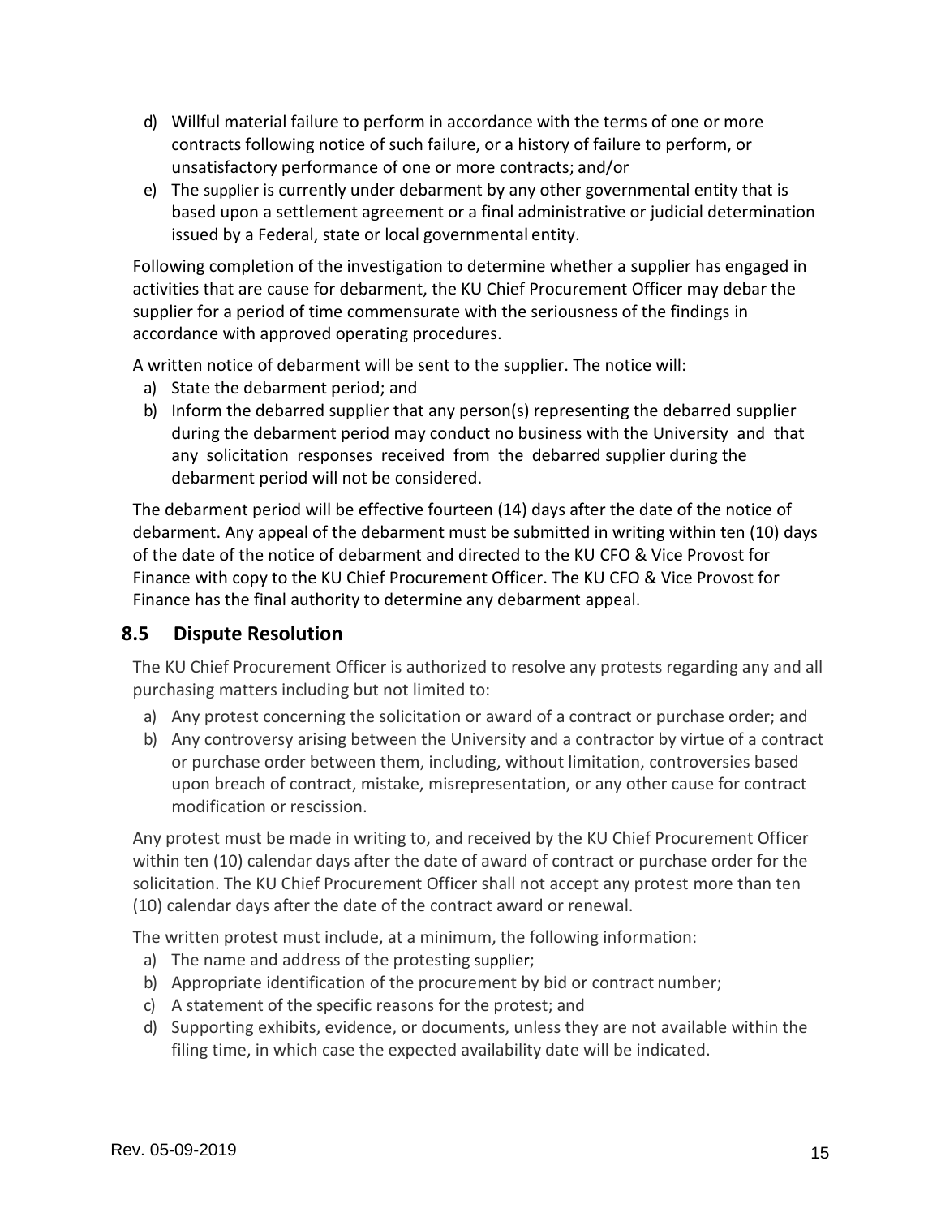d) Willful material failure to perform in accordance with the terms of one or more contracts following notice of such failure, or a history of failure to perform, or unsatisfactory performance of one or more contracts; and/or
e) The supplier is currently under debarment by any other governmental entity that is based upon a settlement agreement or a final administrative or judicial determination issued by a Federal, state or local governmental entity.

Following completion of the investigation to determine whether a supplier has engaged in activities that are cause for debarment, the KU Chief Procurement Officer may debar the supplier for a period of time commensurate with the seriousness of the findings in accordance with approved operating procedures.

A written notice of debarment will be sent to the supplier. The notice will:

a) State the debarment period; and
b) Inform the debarred supplier that any person(s) representing the debarred supplier during the debarment period may conduct no business with the University and that any solicitation responses received from the debarred supplier during the debarment period will not be considered.

The debarment period will be effective fourteen (14) days after the date of the notice of debarment. Any appeal of the debarment must be submitted in writing within ten (10) days of the date of the notice of debarment and directed to the KU CFO & Vice Provost for Finance with copy to the KU Chief Procurement Officer. The KU CFO & Vice Provost for Finance has the final authority to determine any debarment appeal.

## 8.5 Dispute Resolution

The KU Chief Procurement Officer is authorized to resolve any protests regarding any and all purchasing matters including but not limited to:

a) Any protest concerning the solicitation or award of a contract or purchase order; and
b) Any controversy arising between the University and a contractor by virtue of a contract or purchase order between them, including, without limitation, controversies based upon breach of contract, mistake, misrepresentation, or any other cause for contract modification or rescission.

Any protest must be made in writing to, and received by the KU Chief Procurement Officer within ten (10) calendar days after the date of award of contract or purchase order for the solicitation. The KU Chief Procurement Officer shall not accept any protest more than ten (10) calendar days after the date of the contract award or renewal.

The written protest must include, at a minimum, the following information:

a) The name and address of the protesting supplier;
b) Appropriate identification of the procurement by bid or contract number;
c) A statement of the specific reasons for the protest; and
d) Supporting exhibits, evidence, or documents, unless they are not available within the filing time, in which case the expected availability date will be indicated.

Rev. 05-09-2019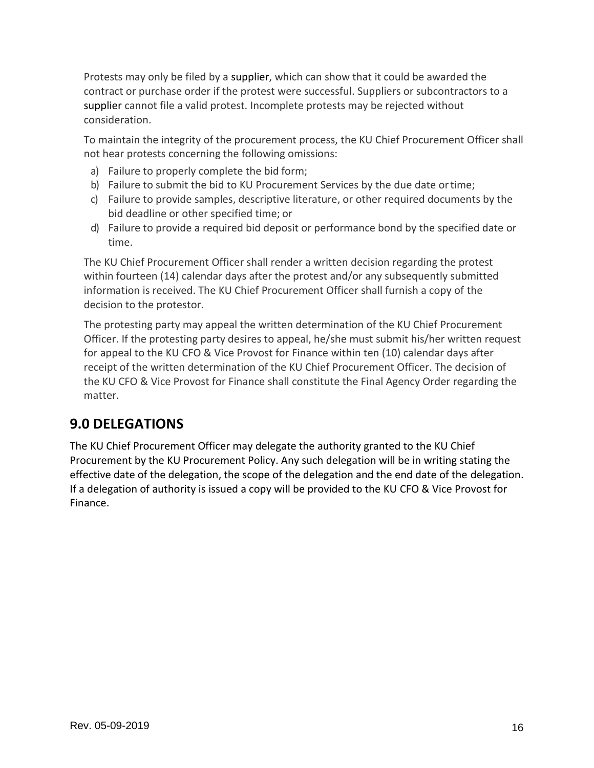Protests may only be filed by a supplier, which can show that it could be awarded the contract or purchase order if the protest were successful. Suppliers or subcontractors to a supplier cannot file a valid protest. Incomplete protests may be rejected without consideration.

To maintain the integrity of the procurement process, the KU Chief Procurement Officer shall not hear protests concerning the following omissions:

a) Failure to properly complete the bid form;
b) Failure to submit the bid to KU Procurement Services by the due date or time;
c) Failure to provide samples, descriptive literature, or other required documents by the bid deadline or other specified time; or
d) Failure to provide a required bid deposit or performance bond by the specified date or time.

The KU Chief Procurement Officer shall render a written decision regarding the protest within fourteen (14) calendar days after the protest and/or any subsequently submitted information is received. The KU Chief Procurement Officer shall furnish a copy of the decision to the protestor.

The protesting party may appeal the written determination of the KU Chief Procurement Officer. If the protesting party desires to appeal, he/she must submit his/her written request for appeal to the KU CFO & Vice Provost for Finance within ten (10) calendar days after receipt of the written determination of the KU Chief Procurement Officer. The decision of the KU CFO & Vice Provost for Finance shall constitute the Final Agency Order regarding the matter.

## 9.0 DELEGATIONS

The KU Chief Procurement Officer may delegate the authority granted to the KU Chief Procurement by the KU Procurement Policy. Any such delegation will be in writing stating the effective date of the delegation, the scope of the delegation and the end date of the delegation. If a delegation of authority is issued a copy will be provided to the KU CFO & Vice Provost for Finance.

Rev. 05-09-2019